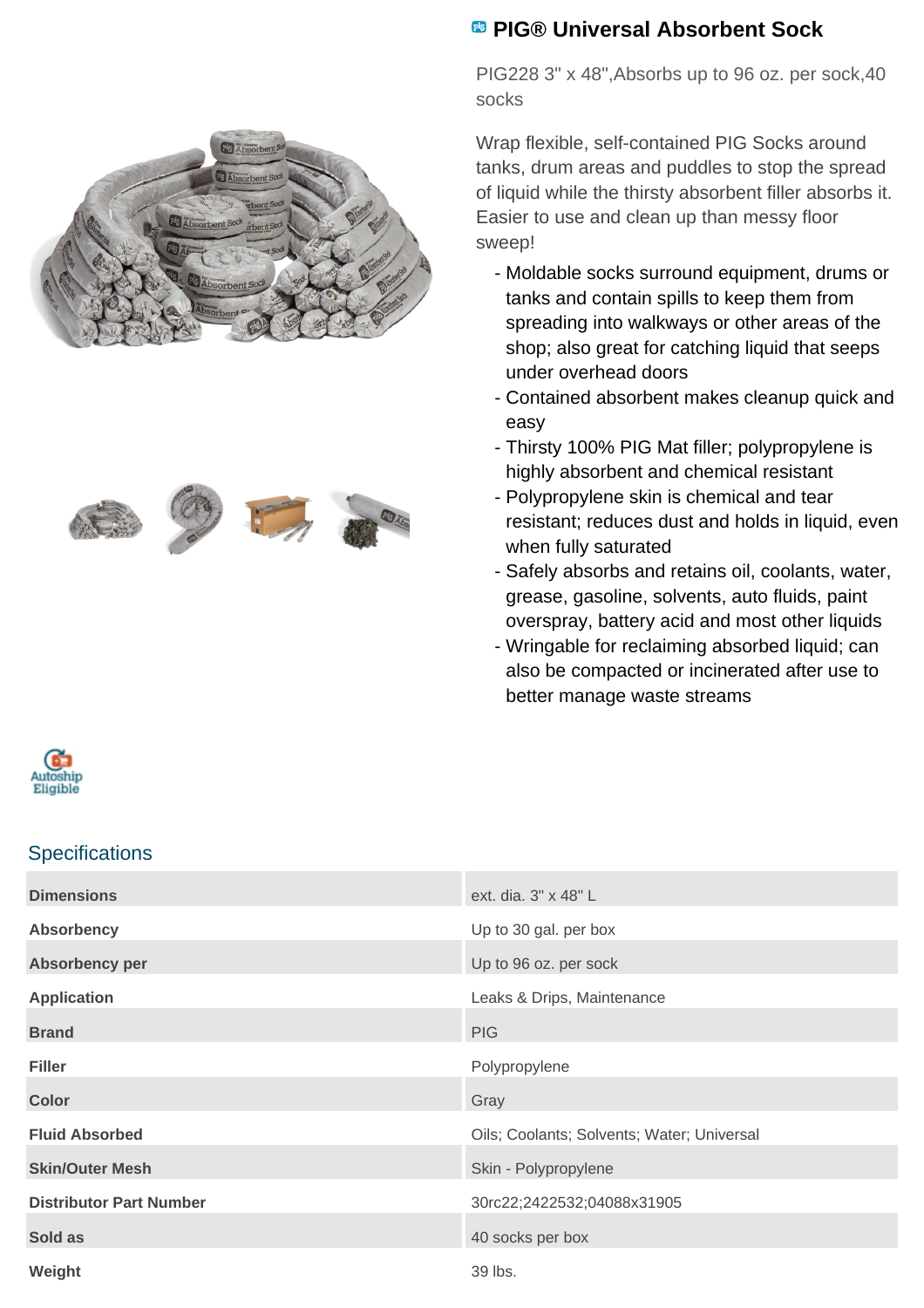# PIG® Universal Absorbent Sock

PIG228 3" x 48",Absorbs up to 96 oz. per sock,40 socks

Wrap flexible, self-contained PIG Socks around tanks, drum areas and puddles to stop the spread of liquid while the thirsty absorbent filler absorbs it. Easier to use and clean up than messy floor sweep!

- Moldable socks surround equipment, drums or tanks and contain spills to keep them from spreading into walkways or other areas of the shop; also great for catching liquid that seeps under overhead doors
- Contained absorbent makes cleanup quick and easy
- Thirsty 100% PIG Mat filler; polypropylene is highly absorbent and chemical resistant
- Polypropylene skin is chemical and tear resistant; reduces dust and holds in liquid, even when fully saturated
- Safely absorbs and retains oil, coolants, water, grease, gasoline, solvents, auto fluids, paint overspray, battery acid and most other liquids
- Wringable for reclaiming absorbed liquid; can also be compacted or incinerated after use to better manage waste streams

Autoship Eligible

## Specifications

| | |
|---|---|
| **Dimensions** | ext. dia. 3" x 48" L |
| **Absorbency** | Up to 30 gal. per box |
| **Absorbency per** | Up to 96 oz. per sock |
| **Application** | Leaks & Drips, Maintenance |
| **Brand** | PIG |
| **Filler** | Polypropylene |
| **Color** | Gray |
| **Fluid Absorbed** | Oils; Coolants; Solvents; Water; Universal |
| **Skin/Outer Mesh** | Skin - Polypropylene |
| **Distributor Part Number** | 30rc22;2422532;04088x31905 |
| **Sold as** | 40 socks per box |
| **Weight** | 39 lbs. |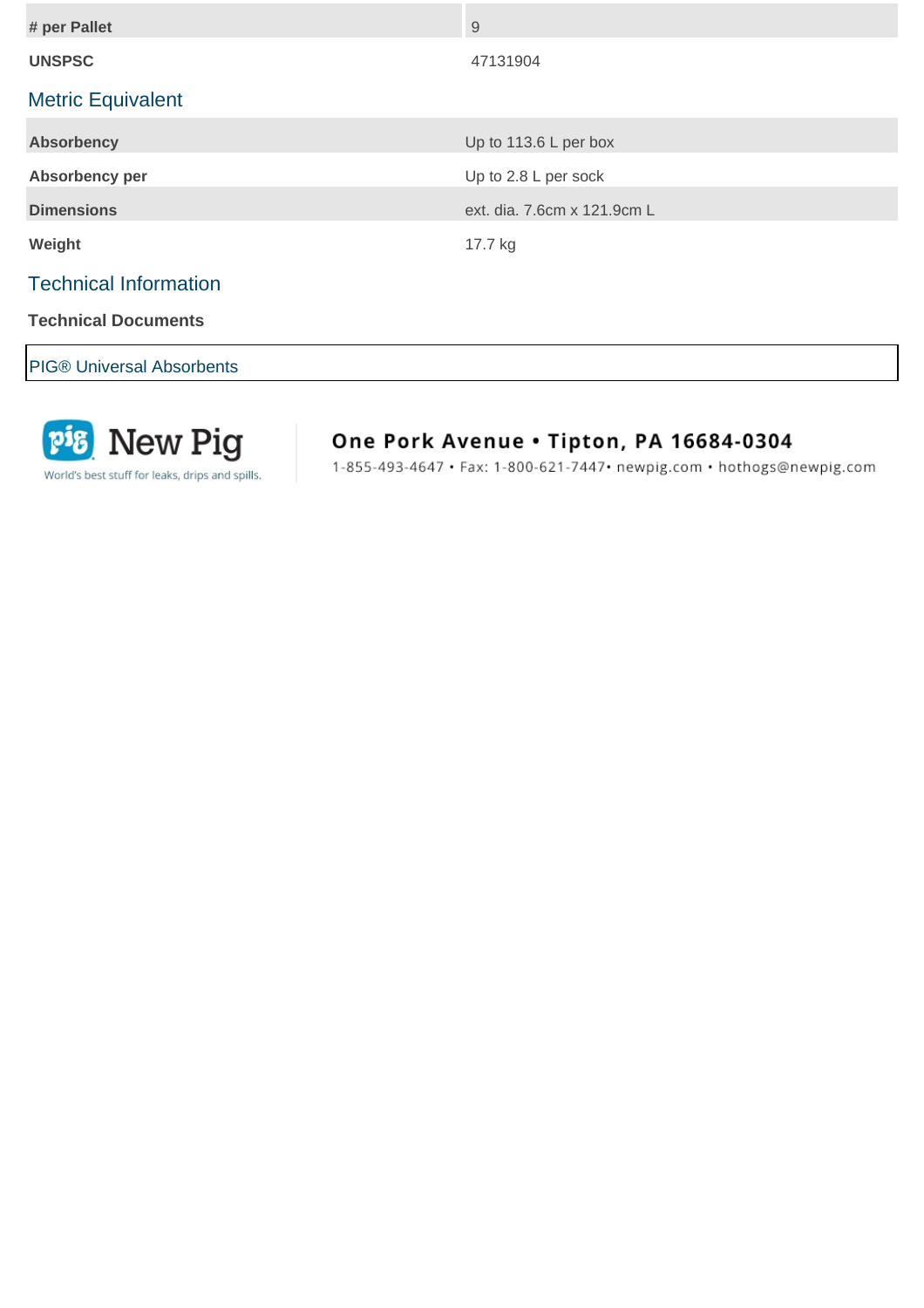| | |
|---|---|
| **# per Pallet** | 9 |
| **UNSPSC** | 47131904 |

## Metric Equivalent

| | |
|---|---|
| **Absorbency** | Up to 113.6 L per box |
| **Absorbency per** | Up to 2.8 L per sock |
| **Dimensions** | ext. dia. 7.6cm x 121.9cm L |
| **Weight** | 17.7 kg |

## Technical Information

**Technical Documents**

PIG® Universal Absorbents

New Pig
World's best stuff for leaks, drips and spills.

**One Pork Avenue • Tipton, PA 16684-0304**
1-855-493-4647 • Fax: 1-800-621-7447• newpig.com • hothogs@newpig.com